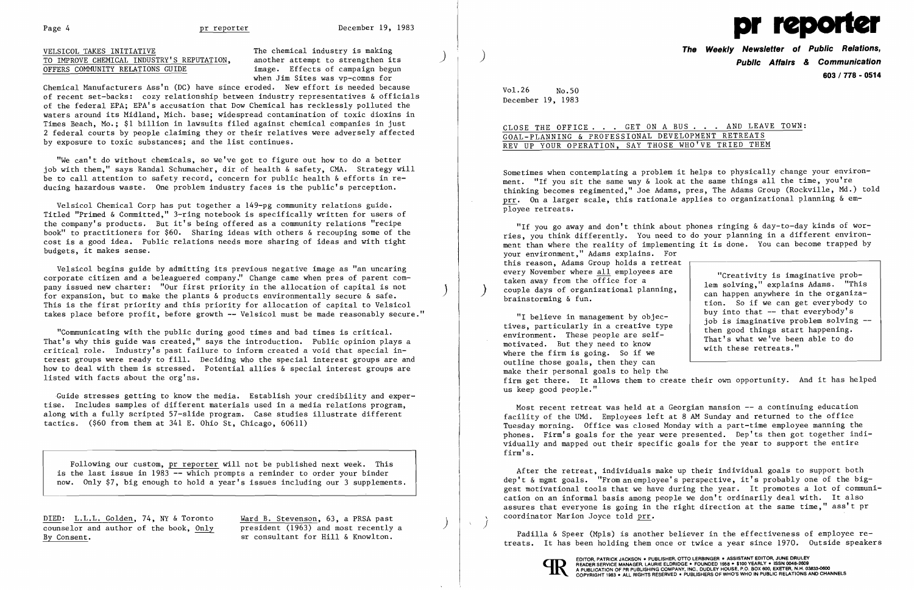## VELSICOL TAKES INITIATIVE TO IMPROVE CHEMICAL INDUSTRY'S REPUTATION, OFFERS COMMUNITY RELATIONS GUIDE

The chemical industry is making another attempt to strengthen its image. Effects of campaign begun when Jim Sites was vp-comns for Chemical Manufacturers Ass'n (DC) have since eroded. New effort is needed because of recent set-backs: cozy relationship between industry representatives & officials of the federal EPA; EPA's accusation that Dow Chemical has recklessly polluted the waters around its Midland, Mich. base; widespread contamination of toxic dioxins in Times Beach, Mo.; $1 billion in lawsuits filed against chemical companies in just 2 federal courts by people claiming they or their relatives were adversely affected by exposure to toxic substances; and the list continues.

"We can't do without chemicals, so we've got to figure out how to do a better job with them," says Randal Schumacher, dir of health & safety, CMA. Strategy will be to call attention to safety record, concern for public health & efforts in reducing hazardous waste. One problem industry faces is the public's perception.

Velsicol Chemical Corp has put together a 149-pg community relations guide. Titled "Primed & Committed," 3-ring notebook is specifically written for users of the company's products. But it's being offered as a community relations "recipe book" to practitioners for $60. Sharing ideas with others & recouping some of the cost is a good idea. Public relations needs more sharing of ideas and with tight budgets, it makes sense.

Velsicol begins guide by admitting its previous negative image as "an uncaring corporate citizen and a beleaguered company." Change came when pres of parent company issued new charter: "Our first priority in the allocation of capital is not for expansion, but to make the plants & products environmentally secure & safe. This is the first priority and this priority for allocation of capital to Velsicol takes place before profit, before growth -- Velsicol must be made reasonably secure."

"Communicating with the public during good times and bad times is critical. That's why this guide was created," says the introduction. Public opinion plays a critical role. Industry's past failure to inform created a void that special interest groups were ready to fill. Deciding who the special interest groups are and how to deal with them is stressed. Potential allies & special interest groups are listed with facts about the org'ns.

Guide stresses getting to know the media. Establish your credibility and expertise. Includes samples of different materials used in a media relations program, along with a fully scripted 57-slide program. Case studies illustrate different tactics. ($60 from them at 341 E. Ohio St, Chicago, 60611)

> Following our custom, pr reporter will not be published next week. This is the last issue in 1983 -- which prompts a reminder to order your binder now. Only $7, big enough to hold a year's issues including our 3 supplements.

DIED: L.L.L. Golden, 74, NY & Toronto counselor and author of the book, Only By Consent.

Ward B. Stevenson, 63, a PRSA past president (1963) and most recently a sr consultant for Hill & Knowlton.

# pr reporter

**The Weekly Newsletter of Public Relations, Public Affairs & Communication**

603 / 778 - 0514

Vol.26 No.50
December 19, 1983

## CLOSE THE OFFICE . . . GET ON A BUS . . . AND LEAVE TOWN: GOAL-PLANNING & PROFESSIONAL DEVELOPMENT RETREATS REV UP YOUR OPERATION, SAY THOSE WHO'VE TRIED THEM

Sometimes when contemplating a problem it helps to physically change your environment. "If you sit the same way & look at the same things all the time, you're thinking becomes regimented," Joe Adams, pres, The Adams Group (Rockville, Md.) told prr. On a larger scale, this rationale applies to organizational planning & employee retreats.

"If you go away and don't think about phones ringing & day-to-day kinds of worries, you think differently. You need to do your planning in a different environment than where the reality of implementing it is done. You can become trapped by your environment," Adams explains. For this reason, Adams Group holds a retreat every November where all employees are taken away from the office for a couple days of organizational planning, brainstorming & fun.

> "Creativity is imaginative problem solving," explains Adams. "This can happen anywhere in the organization. So if we can get everybody to buy into that -- that everybody's job is imaginative problem solving -- then good things start happening. That's what we've been able to do with these retreats."

"I believe in management by objectives, particularly in a creative type environment. These people are self-motivated. But they need to know where the firm is going. So if we outline those goals, then they can make their personal goals to help the firm get there. It allows them to create their own opportunity. And it has helped us keep good people."

Most recent retreat was held at a Georgian mansion -- a continuing education facility of the UMd. Employees left at 8 AM Sunday and returned to the office Tuesday morning. Office was closed Monday with a part-time employee manning the phones. Firm's goals for the year were presented. Dep'ts then got together individually and mapped out their specific goals for the year to support the entire firm's.

After the retreat, individuals make up their individual goals to support both dep't & mgmt goals. "From an employee's perspective, it's probably one of the biggest motivational tools that we have during the year. It promotes a lot of communication on an informal basis among people we don't ordinarily deal with. It also assures that everyone is going in the right direction at the same time," ass't pr coordinator Marion Joyce told prr.

Padilla & Speer (Mpls) is another believer in the effectiveness of employee retreats. It has been holding them once or twice a year since 1970. Outside speakers

EDITOR, PATRICK JACKSON • PUBLISHER, OTTO LERBINGER • ASSISTANT EDITOR, JUNE DRULEY
READER SERVICE MANAGER, LAURIE ELDRIDGE • FOUNDED 1958 • $100 YEARLY • ISSN 0048-2609
A PUBLICATION OF PR PUBLISHING COMPANY, INC., DUDLEY HOUSE, P.O. BOX 600, EXETER, N.H. 03833-0600
COPYRIGHT 1983 • ALL RIGHTS RESERVED • PUBLISHERS OF WHO'S WHO IN PUBLIC RELATIONS AND CHANNELS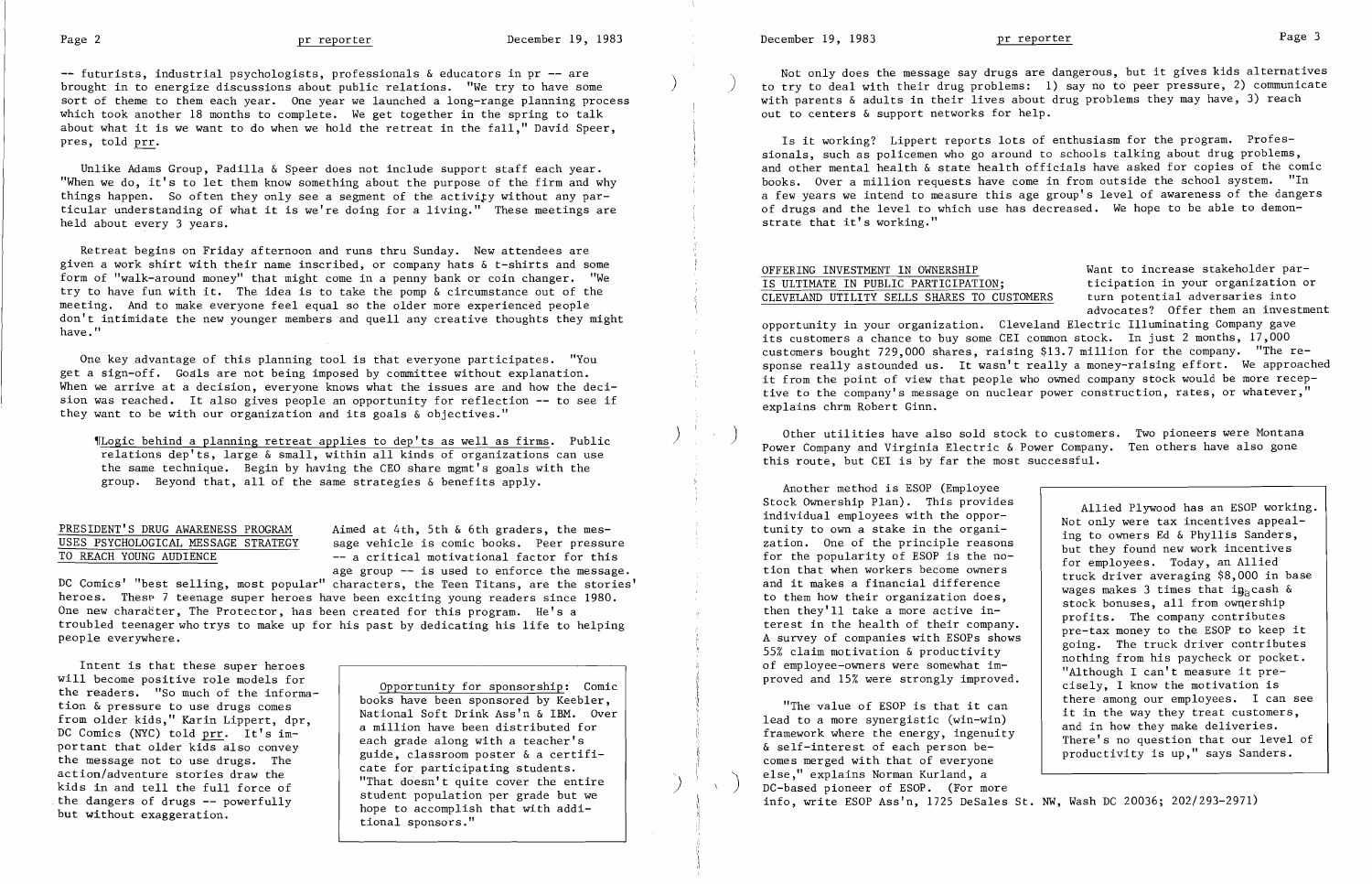-- futurists, industrial psychologists, professionals & educators in pr -- are brought in to energize discussions about public relations. "We try to have some sort of theme to them each year. One year we launched a long-range planning process which took another 18 months to complete. We get together in the spring to talk about what it is we want to do when we hold the retreat in the fall," David Speer, pres, told prr.

Unlike Adams Group, Padilla & Speer does not include support staff each year. "When we do, it's to let them know something about the purpose of the firm and why things happen. So often they only see a segment of the activity without any particular understanding of what it is we're doing for a living." These meetings are held about every 3 years.

Retreat begins on Friday afternoon and runs thru Sunday. New attendees are given a work shirt with their name inscribed, or company hats & t-shirts and some form of "walk-around money" that might come in a penny bank or coin changer. "We try to have fun with it. The idea is to take the pomp & circumstance out of the meeting. And to make everyone feel equal so the older more experienced people don't intimidate the new younger members and quell any creative thoughts they might have."

One key advantage of this planning tool is that everyone participates. "You get a sign-off. Goals are not being imposed by committee without explanation. When we arrive at a decision, everyone knows what the issues are and how the decision was reached. It also gives people an opportunity for reflection -- to see if they want to be with our organization and its goals & objectives."

¶Logic behind a planning retreat applies to dep'ts as well as firms. Public relations dep'ts, large & small, within all kinds of organizations can use the same technique. Begin by having the CEO share mgmt's goals with the group. Beyond that, all of the same strategies & benefits apply.

## PRESIDENT'S DRUG AWARENESS PROGRAM USES PSYCHOLOGICAL MESSAGE STRATEGY TO REACH YOUNG AUDIENCE

Aimed at 4th, 5th & 6th graders, the message vehicle is comic books. Peer pressure -- a critical motivational factor for this age group -- is used to enforce the message. DC Comics' "best selling, most popular" characters, the Teen Titans, are the stories' heroes. These 7 teenage super heroes have been exciting young readers since 1980. One new character, The Protector, has been created for this program. He's a troubled teenager who trys to make up for his past by dedicating his life to helping people everywhere.

Intent is that these super heroes will become positive role models for the readers. "So much of the information & pressure to use drugs comes from older kids," Karin Lippert, dpr, DC Comics (NYC) told prr. It's important that older kids also convey the message not to use drugs. The action/adventure stories draw the kids in and tell the full force of the dangers of drugs -- powerfully but without exaggeration.

> Opportunity for sponsorship: Comic books have been sponsored by Keebler, National Soft Drink Ass'n & IBM. Over a million have been distributed for each grade along with a teacher's guide, classroom poster & a certificate for participating students. "That doesn't quite cover the entire student population per grade but we hope to accomplish that with additional sponsors."

Not only does the message say drugs are dangerous, but it gives kids alternatives to try to deal with their drug problems: 1) say no to peer pressure, 2) communicate with parents & adults in their lives about drug problems they may have, 3) reach out to centers & support networks for help.

Is it working? Lippert reports lots of enthusiasm for the program. Professionals, such as policemen who go around to schools talking about drug problems, and other mental health & state health officials have asked for copies of the comic books. Over a million requests have come in from outside the school system. "In a few years we intend to measure this age group's level of awareness of the dangers of drugs and the level to which use has decreased. We hope to be able to demonstrate that it's working."

## OFFERING INVESTMENT IN OWNERSHIP IS ULTIMATE IN PUBLIC PARTICIPATION; CLEVELAND UTILITY SELLS SHARES TO CUSTOMERS

Want to increase stakeholder participation in your organization or turn potential adversaries into advocates? Offer them an investment opportunity in your organization. Cleveland Electric Illuminating Company gave its customers a chance to buy some CEI common stock. In just 2 months, 17,000 customers bought 729,000 shares, raising $13.7 million for the company. "The response really astounded us. It wasn't really a money-raising effort. We approached it from the point of view that people who owned company stock would be more receptive to the company's message on nuclear power construction, rates, or whatever," explains chrm Robert Ginn.

Other utilities have also sold stock to customers. Two pioneers were Montana Power Company and Virginia Electric & Power Company. Ten others have also gone this route, but CEI is by far the most successful.

Another method is ESOP (Employee Stock Ownership Plan). This provides individual employees with the opportunity to own a stake in the organization. One of the principle reasons for the popularity of ESOP is the notion that when workers become owners and it makes a financial difference to them how their organization does, then they'll take a more active interest in the health of their company. A survey of companies with ESOPs shows 55% claim motivation & productivity of employee-owners were somewhat improved and 15% were strongly improved.

"The value of ESOP is that it can lead to a more synergistic (win-win) framework where the energy, ingenuity & self-interest of each person becomes merged with that of everyone else," explains Norman Kurland, a DC-based pioneer of ESOP. (For more info, write ESOP Ass'n, 1725 DeSales St. NW, Wash DC 20036; 202/293-2971)

> Allied Plywood has an ESOP working. Not only were tax incentives appealing to owners Ed & Phyllis Sanders, but they found new work incentives for employees. Today, an Allied truck driver averaging $8,000 in base wages makes 3 times that in cash & stock bonuses, all from ownership profits. The company contributes pre-tax money to the ESOP to keep it going. The truck driver contributes nothing from his paycheck or pocket. "Although I can't measure it precisely, I know the motivation is there among our employees. I can see it in the way they treat customers, and in how they make deliveries. There's no question that our level of productivity is up," says Sanders.